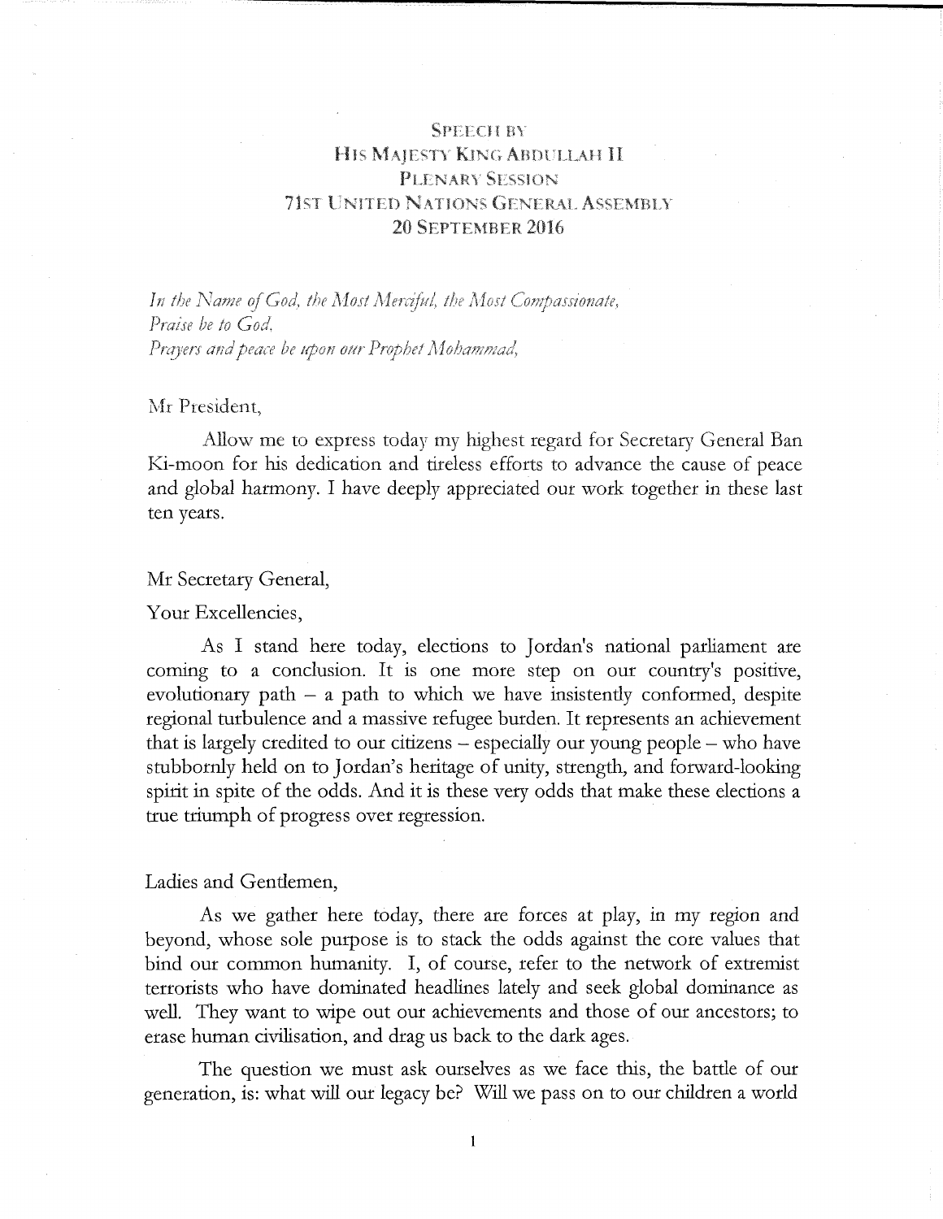# Speech by His Majesty King Abdullah II
## Plenary Session
## 71st United Nations General Assembly
## 20 September 2016

*In the Name of God, the Most Merciful, the Most Compassionate,*
*Praise be to God,*
*Prayers and peace be upon our Prophet Mohammad,*

Mr President,

Allow me to express today my highest regard for Secretary General Ban Ki-moon for his dedication and tireless efforts to advance the cause of peace and global harmony. I have deeply appreciated our work together in these last ten years.

Mr Secretary General,

Your Excellencies,

As I stand here today, elections to Jordan's national parliament are coming to a conclusion. It is one more step on our country's positive, evolutionary path – a path to which we have insistently conformed, despite regional turbulence and a massive refugee burden. It represents an achievement that is largely credited to our citizens – especially our young people – who have stubbornly held on to Jordan's heritage of unity, strength, and forward-looking spirit in spite of the odds. And it is these very odds that make these elections a true triumph of progress over regression.

Ladies and Gentlemen,

As we gather here today, there are forces at play, in my region and beyond, whose sole purpose is to stack the odds against the core values that bind our common humanity. I, of course, refer to the network of extremist terrorists who have dominated headlines lately and seek global dominance as well. They want to wipe out our achievements and those of our ancestors; to erase human civilisation, and drag us back to the dark ages.

The question we must ask ourselves as we face this, the battle of our generation, is: what will our legacy be? Will we pass on to our children a world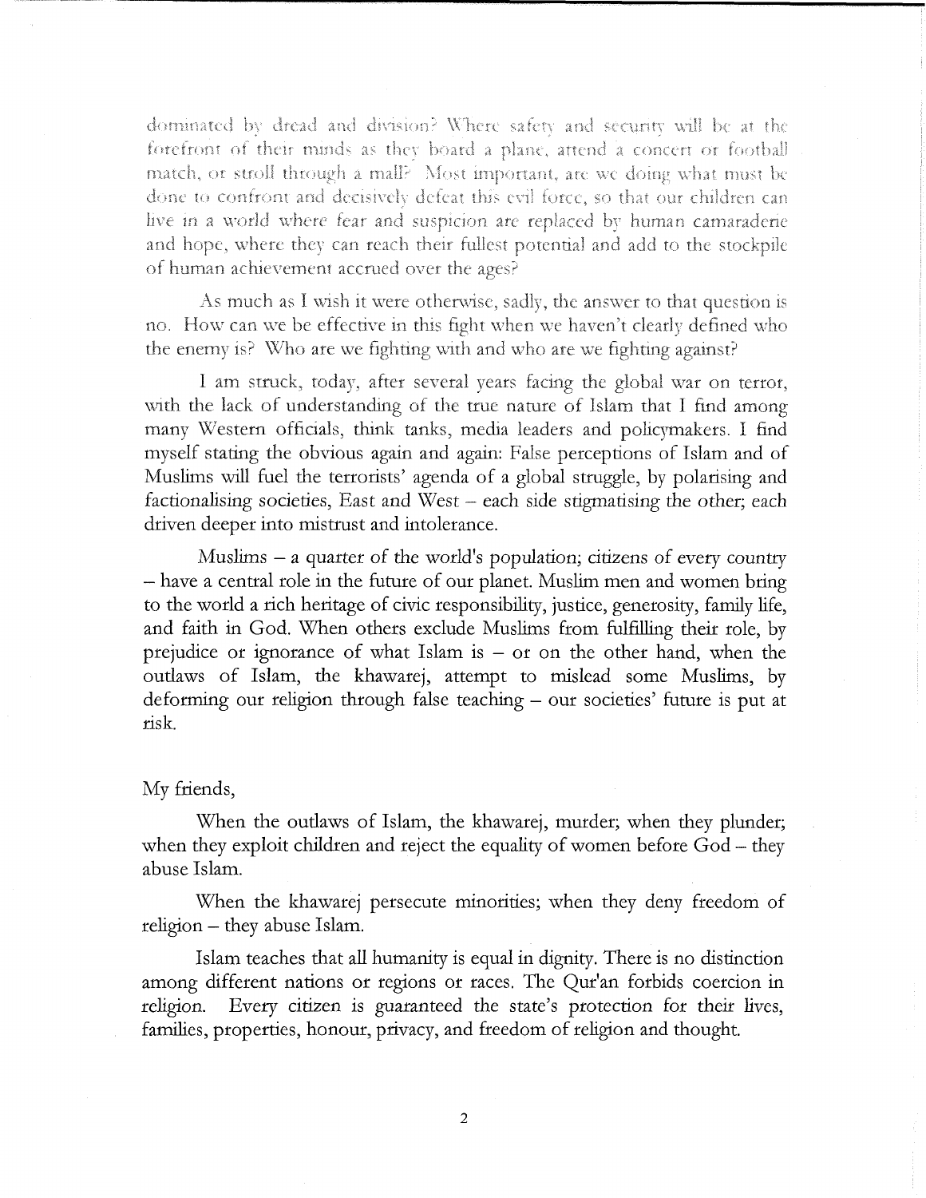dominated by dread and division? Where safety and security will be at the forefront of their minds as they board a plane, attend a concert or football match, or stroll through a mall? Most important, are we doing what must be done to confront and decisively defeat this evil force, so that our children can live in a world where fear and suspicion are replaced by human camaraderie and hope, where they can reach their fullest potential and add to the stockpile of human achievement accrued over the ages?

As much as I wish it were otherwise, sadly, the answer to that question is no. How can we be effective in this fight when we haven't clearly defined who the enemy is? Who are we fighting with and who are we fighting against?

I am struck, today, after several years facing the global war on terror, with the lack of understanding of the true nature of Islam that I find among many Western officials, think tanks, media leaders and policymakers. I find myself stating the obvious again and again: False perceptions of Islam and of Muslims will fuel the terrorists' agenda of a global struggle, by polarising and factionalising societies, East and West – each side stigmatising the other; each driven deeper into mistrust and intolerance.

Muslims – a quarter of the world's population; citizens of every country – have a central role in the future of our planet. Muslim men and women bring to the world a rich heritage of civic responsibility, justice, generosity, family life, and faith in God. When others exclude Muslims from fulfilling their role, by prejudice or ignorance of what Islam is – or on the other hand, when the outlaws of Islam, the khawarej, attempt to mislead some Muslims, by deforming our religion through false teaching – our societies' future is put at risk.

My friends,

When the outlaws of Islam, the khawarej, murder; when they plunder; when they exploit children and reject the equality of women before God – they abuse Islam.

When the khawarej persecute minorities; when they deny freedom of religion – they abuse Islam.

Islam teaches that all humanity is equal in dignity. There is no distinction among different nations or regions or races. The Qur'an forbids coercion in religion. Every citizen is guaranteed the state's protection for their lives, families, properties, honour, privacy, and freedom of religion and thought.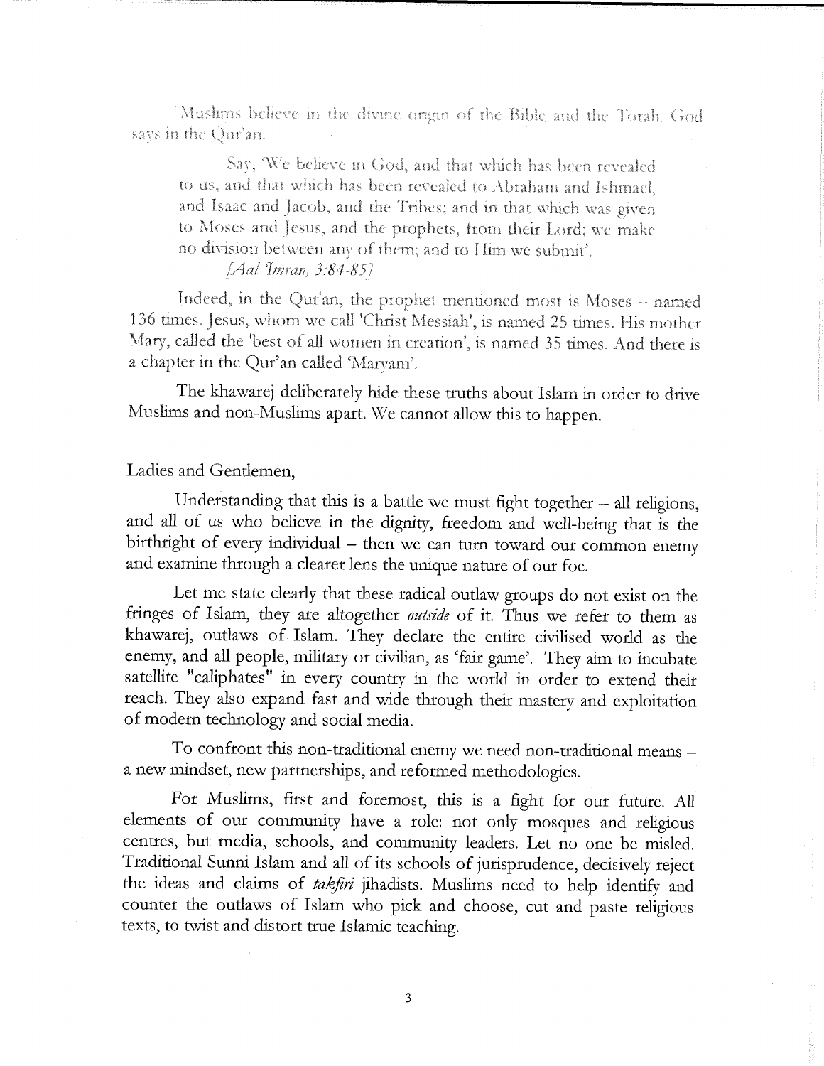Muslims believe in the divine origin of the Bible and the Torah. God says in the Qur'an:

> Say, 'We believe in God, and that which has been revealed to us, and that which has been revealed to Abraham and Ishmael, and Isaac and Jacob, and the Tribes; and in that which was given to Moses and Jesus, and the prophets, from their Lord; we make no division between any of them; and to Him we submit'.
>
> *[Aal 'Imran, 3:84-85]*

Indeed, in the Qur'an, the prophet mentioned most is Moses – named 136 times. Jesus, whom we call 'Christ Messiah', is named 25 times. His mother Mary, called the 'best of all women in creation', is named 35 times. And there is a chapter in the Qur'an called 'Maryam'.

The khawarej deliberately hide these truths about Islam in order to drive Muslims and non-Muslims apart. We cannot allow this to happen.

Ladies and Gentlemen,

Understanding that this is a battle we must fight together – all religions, and all of us who believe in the dignity, freedom and well-being that is the birthright of every individual – then we can turn toward our common enemy and examine through a clearer lens the unique nature of our foe.

Let me state clearly that these radical outlaw groups do not exist on the fringes of Islam, they are altogether *outside* of it. Thus we refer to them as khawarej, outlaws of Islam. They declare the entire civilised world as the enemy, and all people, military or civilian, as 'fair game'. They aim to incubate satellite "caliphates" in every country in the world in order to extend their reach. They also expand fast and wide through their mastery and exploitation of modern technology and social media.

To confront this non-traditional enemy we need non-traditional means – a new mindset, new partnerships, and reformed methodologies.

For Muslims, first and foremost, this is a fight for our future. All elements of our community have a role: not only mosques and religious centres, but media, schools, and community leaders. Let no one be misled. Traditional Sunni Islam and all of its schools of jurisprudence, decisively reject the ideas and claims of *takfiri* jihadists. Muslims need to help identify and counter the outlaws of Islam who pick and choose, cut and paste religious texts, to twist and distort true Islamic teaching.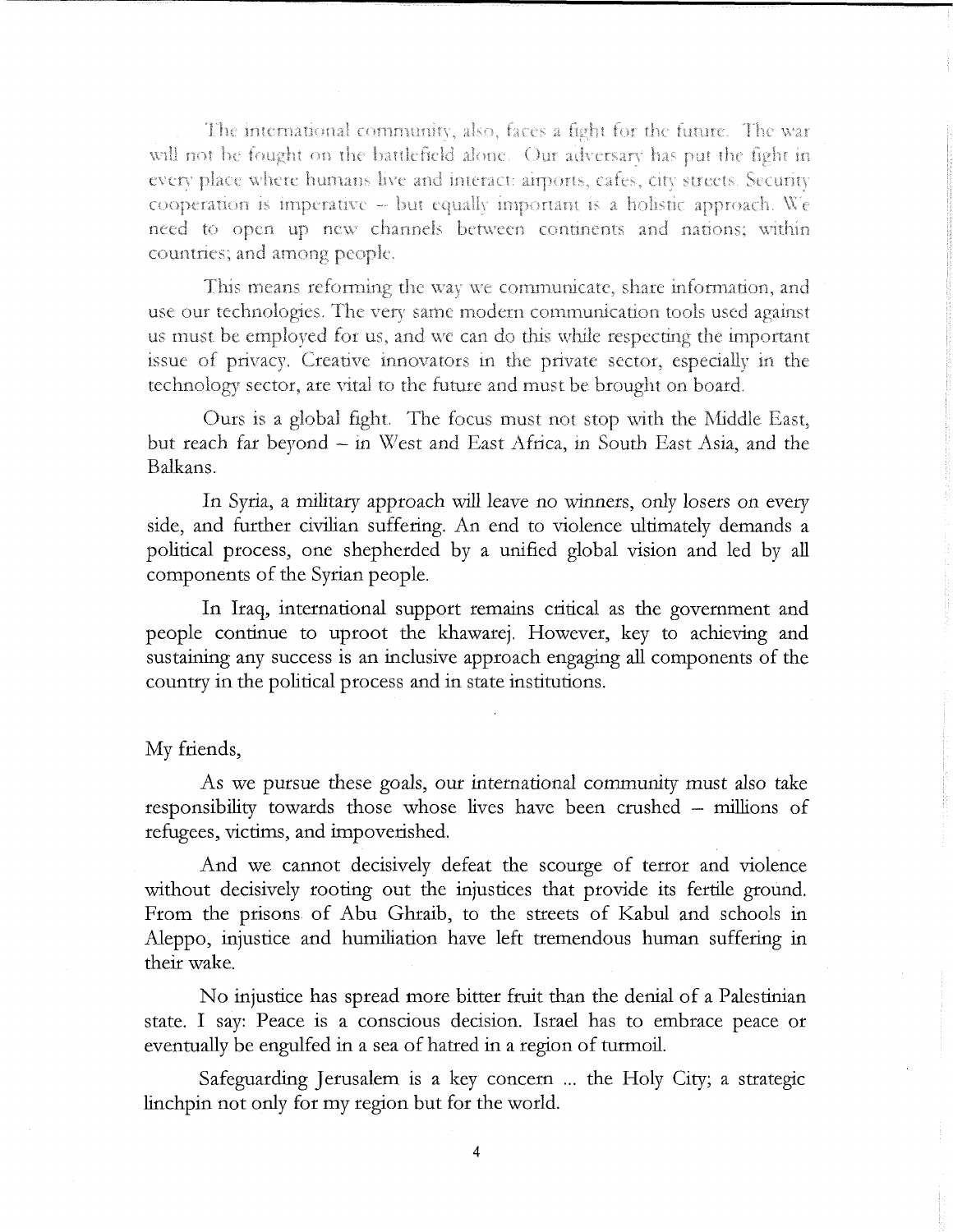The international community, also, faces a fight for the future. The war will not be fought on the battlefield alone. Our adversary has put the fight in every place where humans live and interact: airports, cafes, city streets. Security cooperation is imperative – but equally important is a holistic approach. We need to open up new channels between continents and nations; within countries; and among people.

This means reforming the way we communicate, share information, and use our technologies. The very same modern communication tools used against us must be employed for us, and we can do this while respecting the important issue of privacy. Creative innovators in the private sector, especially in the technology sector, are vital to the future and must be brought on board.

Ours is a global fight. The focus must not stop with the Middle East, but reach far beyond – in West and East Africa, in South East Asia, and the Balkans.

In Syria, a military approach will leave no winners, only losers on every side, and further civilian suffering. An end to violence ultimately demands a political process, one shepherded by a unified global vision and led by all components of the Syrian people.

In Iraq, international support remains critical as the government and people continue to uproot the khawarej. However, key to achieving and sustaining any success is an inclusive approach engaging all components of the country in the political process and in state institutions.

My friends,

As we pursue these goals, our international community must also take responsibility towards those whose lives have been crushed – millions of refugees, victims, and impoverished.

And we cannot decisively defeat the scourge of terror and violence without decisively rooting out the injustices that provide its fertile ground. From the prisons of Abu Ghraib, to the streets of Kabul and schools in Aleppo, injustice and humiliation have left tremendous human suffering in their wake.

No injustice has spread more bitter fruit than the denial of a Palestinian state. I say: Peace is a conscious decision. Israel has to embrace peace or eventually be engulfed in a sea of hatred in a region of turmoil.

Safeguarding Jerusalem is a key concern ... the Holy City; a strategic linchpin not only for my region but for the world.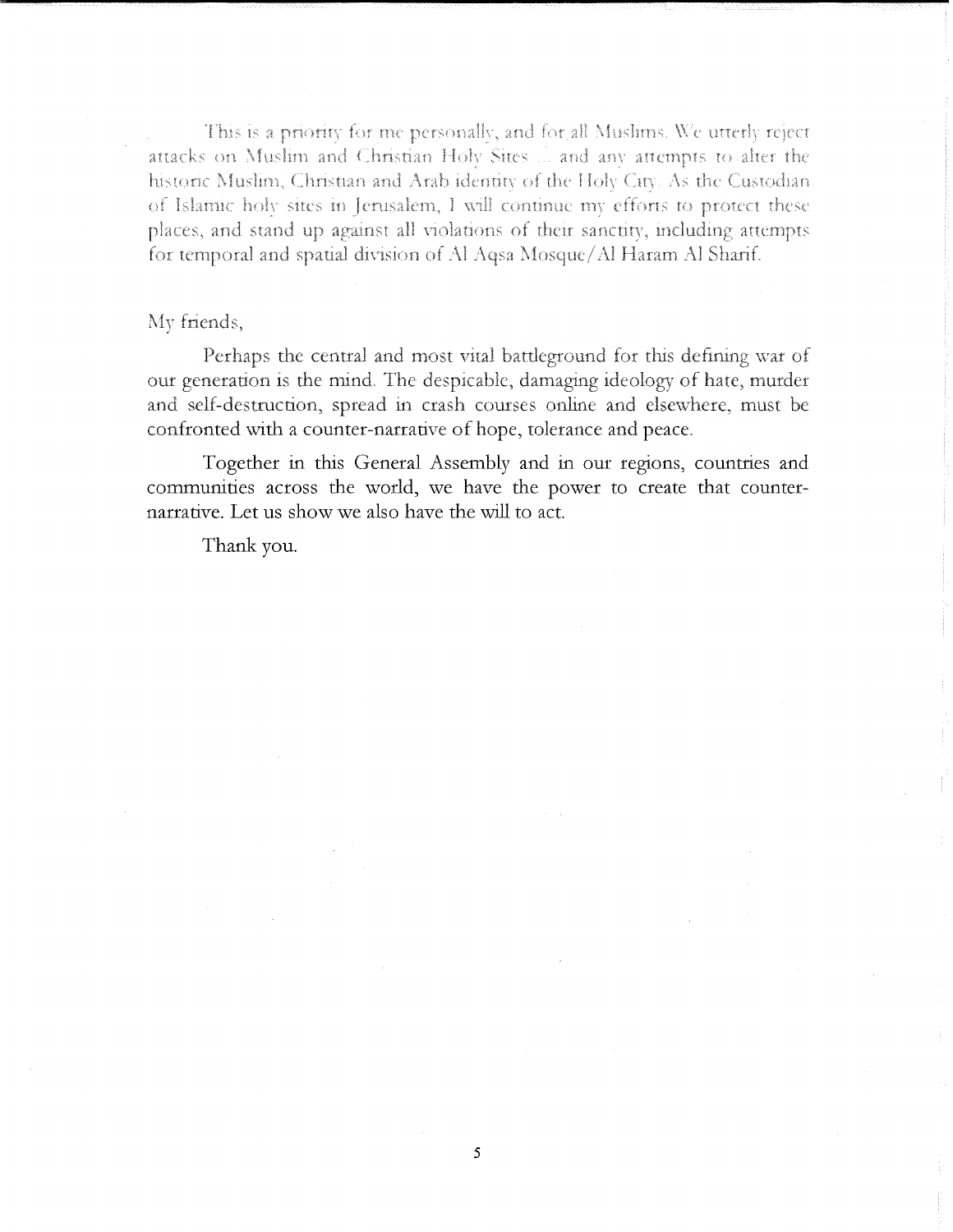This is a priority for me personally, and for all Muslims. We utterly reject attacks on Muslim and Christian Holy Sites ... and any attempts to alter the historic Muslim, Christian and Arab identity of the Holy City. As the Custodian of Islamic holy sites in Jerusalem, I will continue my efforts to protect these places, and stand up against all violations of their sanctity, including attempts for temporal and spatial division of Al Aqsa Mosque/Al Haram Al Sharif.

My friends,

Perhaps the central and most vital battleground for this defining war of our generation is the mind. The despicable, damaging ideology of hate, murder and self-destruction, spread in crash courses online and elsewhere, must be confronted with a counter-narrative of hope, tolerance and peace.

Together in this General Assembly and in our regions, countries and communities across the world, we have the power to create that counter-narrative. Let us show we also have the will to act.

Thank you.